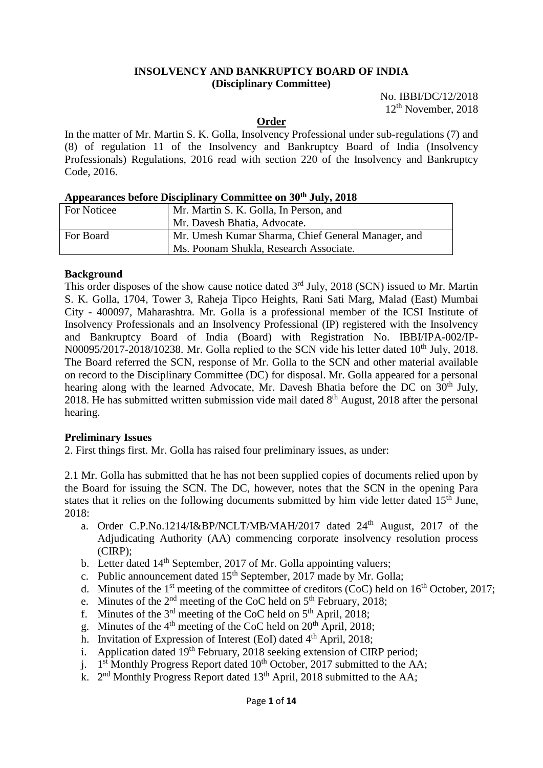**INSOLVENCY AND BANKRUPTCY BOARD OF INDIA**
**(Disciplinary Committee)**

No. IBBI/DC/12/2018
12th November, 2018

## Order

In the matter of Mr. Martin S. K. Golla, Insolvency Professional under sub-regulations (7) and (8) of regulation 11 of the Insolvency and Bankruptcy Board of India (Insolvency Professionals) Regulations, 2016 read with section 220 of the Insolvency and Bankruptcy Code, 2016.

**Appearances before Disciplinary Committee on 30th July, 2018**

| For Noticee | Mr. Martin S. K. Golla, In Person, and Mr. Davesh Bhatia, Advocate. |
|---|---|
| For Board | Mr. Umesh Kumar Sharma, Chief General Manager, and Ms. Poonam Shukla, Research Associate. |

### Background

This order disposes of the show cause notice dated 3rd July, 2018 (SCN) issued to Mr. Martin S. K. Golla, 1704, Tower 3, Raheja Tipco Heights, Rani Sati Marg, Malad (East) Mumbai City - 400097, Maharashtra. Mr. Golla is a professional member of the ICSI Institute of Insolvency Professionals and an Insolvency Professional (IP) registered with the Insolvency and Bankruptcy Board of India (Board) with Registration No. IBBI/IPA-002/IP-N00095/2017-2018/10238. Mr. Golla replied to the SCN vide his letter dated 10th July, 2018. The Board referred the SCN, response of Mr. Golla to the SCN and other material available on record to the Disciplinary Committee (DC) for disposal. Mr. Golla appeared for a personal hearing along with the learned Advocate, Mr. Davesh Bhatia before the DC on 30th July, 2018. He has submitted written submission vide mail dated 8th August, 2018 after the personal hearing.

### Preliminary Issues

2. First things first. Mr. Golla has raised four preliminary issues, as under:

2.1 Mr. Golla has submitted that he has not been supplied copies of documents relied upon by the Board for issuing the SCN. The DC, however, notes that the SCN in the opening Para states that it relies on the following documents submitted by him vide letter dated 15th June, 2018:

a. Order C.P.No.1214/I&BP/NCLT/MB/MAH/2017 dated 24th August, 2017 of the Adjudicating Authority (AA) commencing corporate insolvency resolution process (CIRP);
b. Letter dated 14th September, 2017 of Mr. Golla appointing valuers;
c. Public announcement dated 15th September, 2017 made by Mr. Golla;
d. Minutes of the 1st meeting of the committee of creditors (CoC) held on 16th October, 2017;
e. Minutes of the 2nd meeting of the CoC held on 5th February, 2018;
f. Minutes of the 3rd meeting of the CoC held on 5th April, 2018;
g. Minutes of the 4th meeting of the CoC held on 20th April, 2018;
h. Invitation of Expression of Interest (EoI) dated 4th April, 2018;
i. Application dated 19th February, 2018 seeking extension of CIRP period;
j. 1st Monthly Progress Report dated 10th October, 2017 submitted to the AA;
k. 2nd Monthly Progress Report dated 13th April, 2018 submitted to the AA;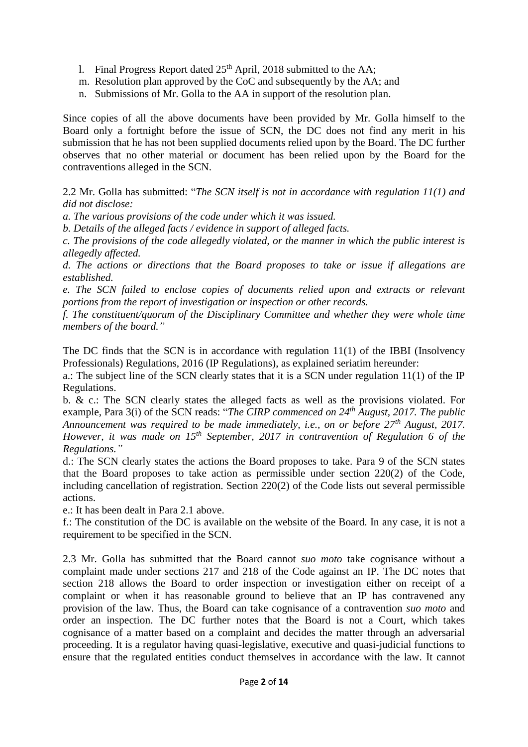l. Final Progress Report dated 25th April, 2018 submitted to the AA;
m. Resolution plan approved by the CoC and subsequently by the AA; and
n. Submissions of Mr. Golla to the AA in support of the resolution plan.

Since copies of all the above documents have been provided by Mr. Golla himself to the Board only a fortnight before the issue of SCN, the DC does not find any merit in his submission that he has not been supplied documents relied upon by the Board. The DC further observes that no other material or document has been relied upon by the Board for the contraventions alleged in the SCN.

2.2 Mr. Golla has submitted: "*The SCN itself is not in accordance with regulation 11(1) and did not disclose:*

*a. The various provisions of the code under which it was issued.*

*b. Details of the alleged facts / evidence in support of alleged facts.*

*c. The provisions of the code allegedly violated, or the manner in which the public interest is allegedly affected.*

*d. The actions or directions that the Board proposes to take or issue if allegations are established.*

*e. The SCN failed to enclose copies of documents relied upon and extracts or relevant portions from the report of investigation or inspection or other records.*

*f. The constituent/quorum of the Disciplinary Committee and whether they were whole time members of the board.*"

The DC finds that the SCN is in accordance with regulation 11(1) of the IBBI (Insolvency Professionals) Regulations, 2016 (IP Regulations), as explained seriatim hereunder:

a.: The subject line of the SCN clearly states that it is a SCN under regulation 11(1) of the IP Regulations.

b. & c.: The SCN clearly states the alleged facts as well as the provisions violated. For example, Para 3(i) of the SCN reads: "*The CIRP commenced on 24th August, 2017. The public Announcement was required to be made immediately, i.e., on or before 27th August, 2017. However, it was made on 15th September, 2017 in contravention of Regulation 6 of the Regulations.*"

d.: The SCN clearly states the actions the Board proposes to take. Para 9 of the SCN states that the Board proposes to take action as permissible under section 220(2) of the Code, including cancellation of registration. Section 220(2) of the Code lists out several permissible actions.

e.: It has been dealt in Para 2.1 above.

f.: The constitution of the DC is available on the website of the Board. In any case, it is not a requirement to be specified in the SCN.

2.3 Mr. Golla has submitted that the Board cannot *suo moto* take cognisance without a complaint made under sections 217 and 218 of the Code against an IP. The DC notes that section 218 allows the Board to order inspection or investigation either on receipt of a complaint or when it has reasonable ground to believe that an IP has contravened any provision of the law. Thus, the Board can take cognisance of a contravention *suo moto* and order an inspection. The DC further notes that the Board is not a Court, which takes cognisance of a matter based on a complaint and decides the matter through an adversarial proceeding. It is a regulator having quasi-legislative, executive and quasi-judicial functions to ensure that the regulated entities conduct themselves in accordance with the law. It cannot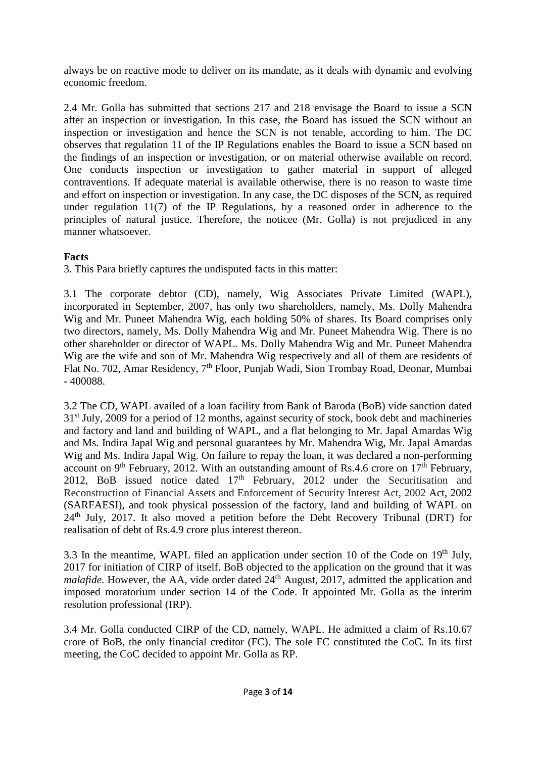always be on reactive mode to deliver on its mandate, as it deals with dynamic and evolving economic freedom.

2.4 Mr. Golla has submitted that sections 217 and 218 envisage the Board to issue a SCN after an inspection or investigation. In this case, the Board has issued the SCN without an inspection or investigation and hence the SCN is not tenable, according to him. The DC observes that regulation 11 of the IP Regulations enables the Board to issue a SCN based on the findings of an inspection or investigation, or on material otherwise available on record. One conducts inspection or investigation to gather material in support of alleged contraventions. If adequate material is available otherwise, there is no reason to waste time and effort on inspection or investigation. In any case, the DC disposes of the SCN, as required under regulation 11(7) of the IP Regulations, by a reasoned order in adherence to the principles of natural justice. Therefore, the noticee (Mr. Golla) is not prejudiced in any manner whatsoever.

**Facts**

3. This Para briefly captures the undisputed facts in this matter:

3.1 The corporate debtor (CD), namely, Wig Associates Private Limited (WAPL), incorporated in September, 2007, has only two shareholders, namely, Ms. Dolly Mahendra Wig and Mr. Puneet Mahendra Wig, each holding 50% of shares. Its Board comprises only two directors, namely, Ms. Dolly Mahendra Wig and Mr. Puneet Mahendra Wig. There is no other shareholder or director of WAPL. Ms. Dolly Mahendra Wig and Mr. Puneet Mahendra Wig are the wife and son of Mr. Mahendra Wig respectively and all of them are residents of Flat No. 702, Amar Residency, 7th Floor, Punjab Wadi, Sion Trombay Road, Deonar, Mumbai - 400088.

3.2 The CD, WAPL availed of a loan facility from Bank of Baroda (BoB) vide sanction dated 31st July, 2009 for a period of 12 months, against security of stock, book debt and machineries and factory and land and building of WAPL, and a flat belonging to Mr. Japal Amardas Wig and Ms. Indira Japal Wig and personal guarantees by Mr. Mahendra Wig, Mr. Japal Amardas Wig and Ms. Indira Japal Wig. On failure to repay the loan, it was declared a non-performing account on 9th February, 2012. With an outstanding amount of Rs.4.6 crore on 17th February, 2012, BoB issued notice dated 17th February, 2012 under the Securitisation and Reconstruction of Financial Assets and Enforcement of Security Interest Act, 2002 Act, 2002 (SARFAESI), and took physical possession of the factory, land and building of WAPL on 24th July, 2017. It also moved a petition before the Debt Recovery Tribunal (DRT) for realisation of debt of Rs.4.9 crore plus interest thereon.

3.3 In the meantime, WAPL filed an application under section 10 of the Code on 19th July, 2017 for initiation of CIRP of itself. BoB objected to the application on the ground that it was *malafide*. However, the AA, vide order dated 24th August, 2017, admitted the application and imposed moratorium under section 14 of the Code. It appointed Mr. Golla as the interim resolution professional (IRP).

3.4 Mr. Golla conducted CIRP of the CD, namely, WAPL. He admitted a claim of Rs.10.67 crore of BoB, the only financial creditor (FC). The sole FC constituted the CoC. In its first meeting, the CoC decided to appoint Mr. Golla as RP.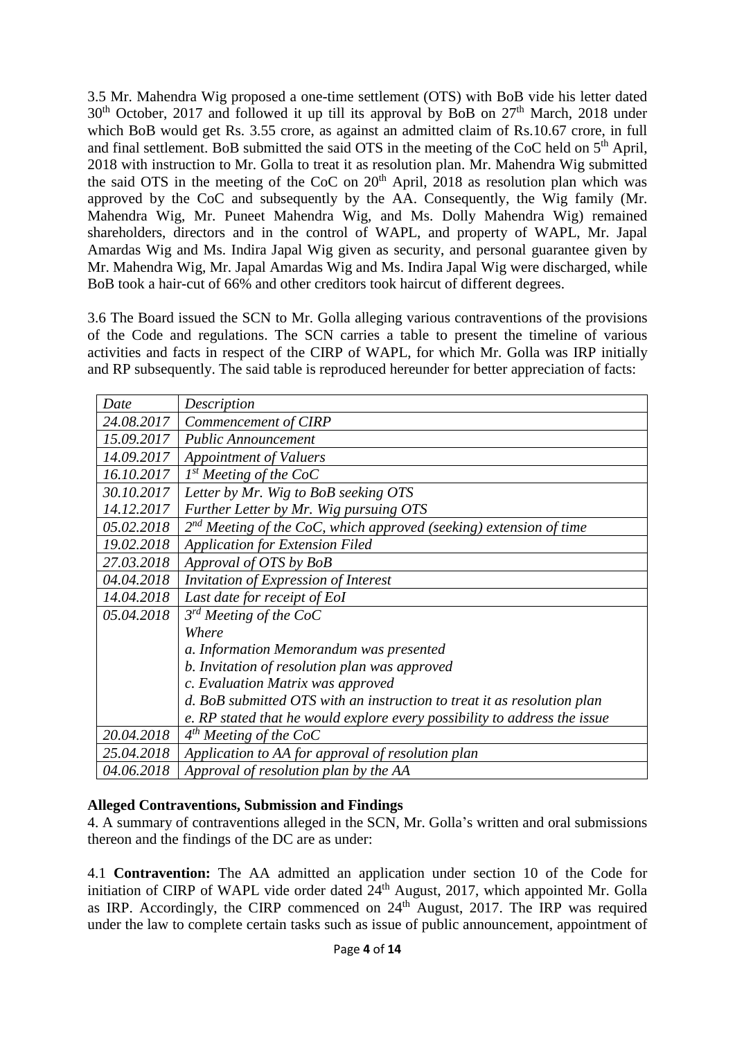3.5 Mr. Mahendra Wig proposed a one-time settlement (OTS) with BoB vide his letter dated 30th October, 2017 and followed it up till its approval by BoB on 27th March, 2018 under which BoB would get Rs. 3.55 crore, as against an admitted claim of Rs.10.67 crore, in full and final settlement. BoB submitted the said OTS in the meeting of the CoC held on 5th April, 2018 with instruction to Mr. Golla to treat it as resolution plan. Mr. Mahendra Wig submitted the said OTS in the meeting of the CoC on 20th April, 2018 as resolution plan which was approved by the CoC and subsequently by the AA. Consequently, the Wig family (Mr. Mahendra Wig, Mr. Puneet Mahendra Wig, and Ms. Dolly Mahendra Wig) remained shareholders, directors and in the control of WAPL, and property of WAPL, Mr. Japal Amardas Wig and Ms. Indira Japal Wig given as security, and personal guarantee given by Mr. Mahendra Wig, Mr. Japal Amardas Wig and Ms. Indira Japal Wig were discharged, while BoB took a hair-cut of 66% and other creditors took haircut of different degrees.

3.6 The Board issued the SCN to Mr. Golla alleging various contraventions of the provisions of the Code and regulations. The SCN carries a table to present the timeline of various activities and facts in respect of the CIRP of WAPL, for which Mr. Golla was IRP initially and RP subsequently. The said table is reproduced hereunder for better appreciation of facts:

| *Date* | *Description* |
|---|---|
| *24.08.2017* | *Commencement of CIRP* |
| *15.09.2017* | *Public Announcement* |
| *14.09.2017* | *Appointment of Valuers* |
| *16.10.2017* | *1st Meeting of the CoC* |
| *30.10.2017* | *Letter by Mr. Wig to BoB seeking OTS* |
| *14.12.2017* | *Further Letter by Mr. Wig pursuing OTS* |
| *05.02.2018* | *2nd Meeting of the CoC, which approved (seeking) extension of time* |
| *19.02.2018* | *Application for Extension Filed* |
| *27.03.2018* | *Approval of OTS by BoB* |
| *04.04.2018* | *Invitation of Expression of Interest* |
| *14.04.2018* | *Last date for receipt of EoI* |
| *05.04.2018* | *3rd Meeting of the CoC*<br>*Where*<br>*a. Information Memorandum was presented*<br>*b. Invitation of resolution plan was approved*<br>*c. Evaluation Matrix was approved*<br>*d. BoB submitted OTS with an instruction to treat it as resolution plan*<br>*e. RP stated that he would explore every possibility to address the issue* |
| *20.04.2018* | *4th Meeting of the CoC* |
| *25.04.2018* | *Application to AA for approval of resolution plan* |
| *04.06.2018* | *Approval of resolution plan by the AA* |

**Alleged Contraventions, Submission and Findings**

4. A summary of contraventions alleged in the SCN, Mr. Golla's written and oral submissions thereon and the findings of the DC are as under:

4.1 **Contravention:** The AA admitted an application under section 10 of the Code for initiation of CIRP of WAPL vide order dated 24th August, 2017, which appointed Mr. Golla as IRP. Accordingly, the CIRP commenced on 24th August, 2017. The IRP was required under the law to complete certain tasks such as issue of public announcement, appointment of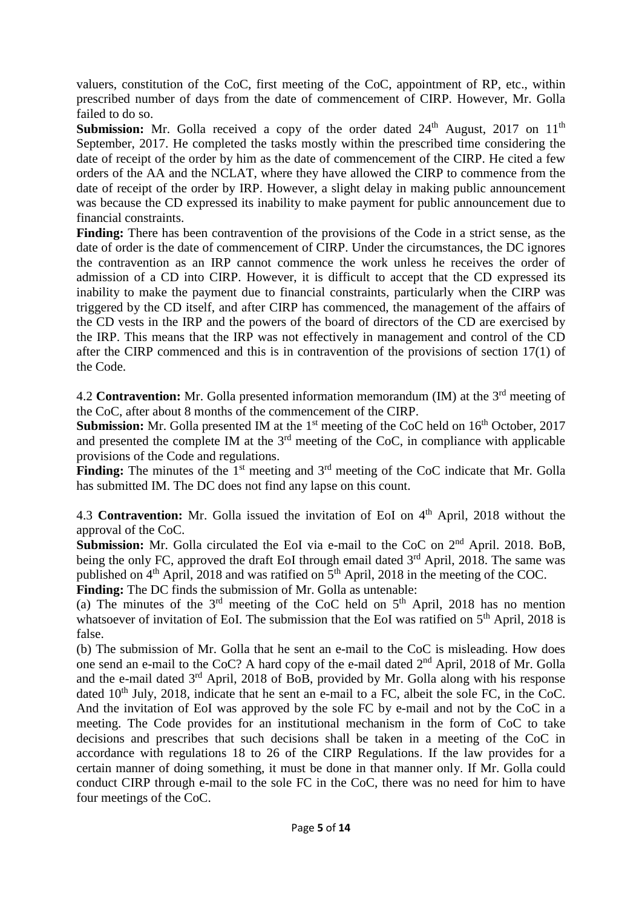valuers, constitution of the CoC, first meeting of the CoC, appointment of RP, etc., within prescribed number of days from the date of commencement of CIRP. However, Mr. Golla failed to do so.

**Submission:** Mr. Golla received a copy of the order dated 24th August, 2017 on 11th September, 2017. He completed the tasks mostly within the prescribed time considering the date of receipt of the order by him as the date of commencement of the CIRP. He cited a few orders of the AA and the NCLAT, where they have allowed the CIRP to commence from the date of receipt of the order by IRP. However, a slight delay in making public announcement was because the CD expressed its inability to make payment for public announcement due to financial constraints.

**Finding:** There has been contravention of the provisions of the Code in a strict sense, as the date of order is the date of commencement of CIRP. Under the circumstances, the DC ignores the contravention as an IRP cannot commence the work unless he receives the order of admission of a CD into CIRP. However, it is difficult to accept that the CD expressed its inability to make the payment due to financial constraints, particularly when the CIRP was triggered by the CD itself, and after CIRP has commenced, the management of the affairs of the CD vests in the IRP and the powers of the board of directors of the CD are exercised by the IRP. This means that the IRP was not effectively in management and control of the CD after the CIRP commenced and this is in contravention of the provisions of section 17(1) of the Code.

4.2 **Contravention:** Mr. Golla presented information memorandum (IM) at the 3rd meeting of the CoC, after about 8 months of the commencement of the CIRP.

**Submission:** Mr. Golla presented IM at the 1st meeting of the CoC held on 16th October, 2017 and presented the complete IM at the 3rd meeting of the CoC, in compliance with applicable provisions of the Code and regulations.

**Finding:** The minutes of the 1st meeting and 3rd meeting of the CoC indicate that Mr. Golla has submitted IM. The DC does not find any lapse on this count.

4.3 **Contravention:** Mr. Golla issued the invitation of EoI on 4th April, 2018 without the approval of the CoC.

**Submission:** Mr. Golla circulated the EoI via e-mail to the CoC on 2nd April. 2018. BoB, being the only FC, approved the draft EoI through email dated 3rd April, 2018. The same was published on 4th April, 2018 and was ratified on 5th April, 2018 in the meeting of the COC.

**Finding:** The DC finds the submission of Mr. Golla as untenable:

(a) The minutes of the 3rd meeting of the CoC held on 5th April, 2018 has no mention whatsoever of invitation of EoI. The submission that the EoI was ratified on 5th April, 2018 is false.

(b) The submission of Mr. Golla that he sent an e-mail to the CoC is misleading. How does one send an e-mail to the CoC? A hard copy of the e-mail dated 2nd April, 2018 of Mr. Golla and the e-mail dated 3rd April, 2018 of BoB, provided by Mr. Golla along with his response dated 10th July, 2018, indicate that he sent an e-mail to a FC, albeit the sole FC, in the CoC. And the invitation of EoI was approved by the sole FC by e-mail and not by the CoC in a meeting. The Code provides for an institutional mechanism in the form of CoC to take decisions and prescribes that such decisions shall be taken in a meeting of the CoC in accordance with regulations 18 to 26 of the CIRP Regulations. If the law provides for a certain manner of doing something, it must be done in that manner only. If Mr. Golla could conduct CIRP through e-mail to the sole FC in the CoC, there was no need for him to have four meetings of the CoC.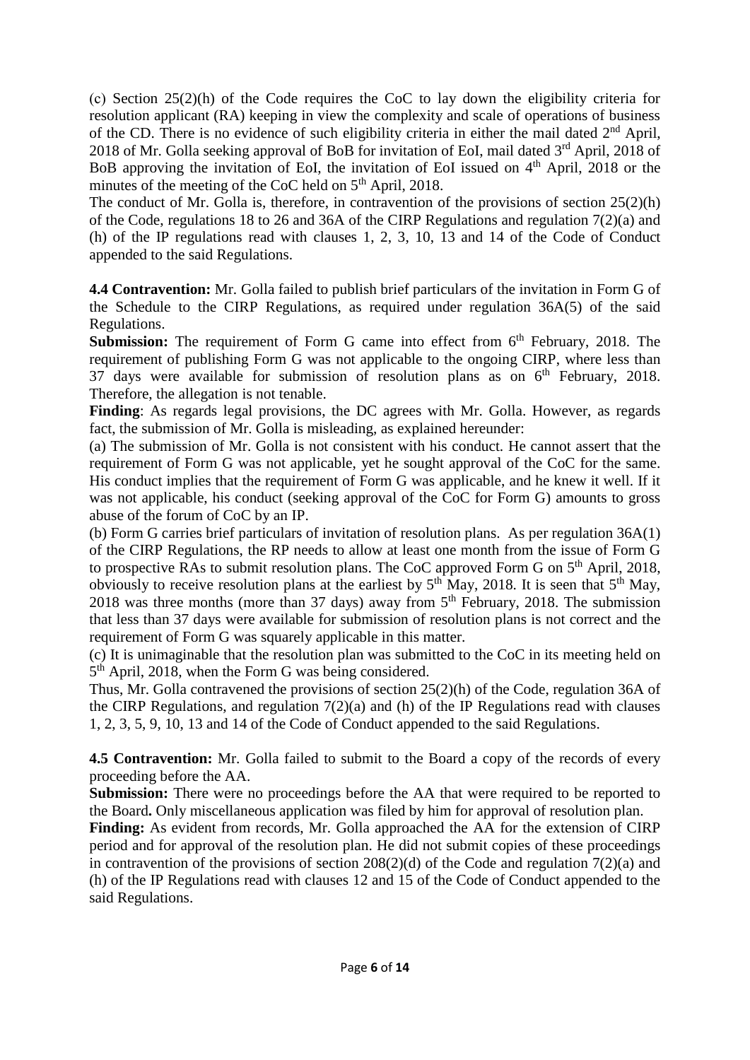(c) Section 25(2)(h) of the Code requires the CoC to lay down the eligibility criteria for resolution applicant (RA) keeping in view the complexity and scale of operations of business of the CD. There is no evidence of such eligibility criteria in either the mail dated 2nd April, 2018 of Mr. Golla seeking approval of BoB for invitation of EoI, mail dated 3rd April, 2018 of BoB approving the invitation of EoI, the invitation of EoI issued on 4th April, 2018 or the minutes of the meeting of the CoC held on 5th April, 2018.

The conduct of Mr. Golla is, therefore, in contravention of the provisions of section 25(2)(h) of the Code, regulations 18 to 26 and 36A of the CIRP Regulations and regulation 7(2)(a) and (h) of the IP regulations read with clauses 1, 2, 3, 10, 13 and 14 of the Code of Conduct appended to the said Regulations.

**4.4 Contravention:** Mr. Golla failed to publish brief particulars of the invitation in Form G of the Schedule to the CIRP Regulations, as required under regulation 36A(5) of the said Regulations.

**Submission:** The requirement of Form G came into effect from 6th February, 2018. The requirement of publishing Form G was not applicable to the ongoing CIRP, where less than 37 days were available for submission of resolution plans as on 6th February, 2018. Therefore, the allegation is not tenable.

**Finding**: As regards legal provisions, the DC agrees with Mr. Golla. However, as regards fact, the submission of Mr. Golla is misleading, as explained hereunder:

(a) The submission of Mr. Golla is not consistent with his conduct. He cannot assert that the requirement of Form G was not applicable, yet he sought approval of the CoC for the same. His conduct implies that the requirement of Form G was applicable, and he knew it well. If it was not applicable, his conduct (seeking approval of the CoC for Form G) amounts to gross abuse of the forum of CoC by an IP.

(b) Form G carries brief particulars of invitation of resolution plans. As per regulation 36A(1) of the CIRP Regulations, the RP needs to allow at least one month from the issue of Form G to prospective RAs to submit resolution plans. The CoC approved Form G on 5th April, 2018, obviously to receive resolution plans at the earliest by 5th May, 2018. It is seen that 5th May, 2018 was three months (more than 37 days) away from 5th February, 2018. The submission that less than 37 days were available for submission of resolution plans is not correct and the requirement of Form G was squarely applicable in this matter.

(c) It is unimaginable that the resolution plan was submitted to the CoC in its meeting held on 5th April, 2018, when the Form G was being considered.

Thus, Mr. Golla contravened the provisions of section 25(2)(h) of the Code, regulation 36A of the CIRP Regulations, and regulation 7(2)(a) and (h) of the IP Regulations read with clauses 1, 2, 3, 5, 9, 10, 13 and 14 of the Code of Conduct appended to the said Regulations.

**4.5 Contravention:** Mr. Golla failed to submit to the Board a copy of the records of every proceeding before the AA.

**Submission:** There were no proceedings before the AA that were required to be reported to the Board**.** Only miscellaneous application was filed by him for approval of resolution plan.

**Finding:** As evident from records, Mr. Golla approached the AA for the extension of CIRP period and for approval of the resolution plan. He did not submit copies of these proceedings in contravention of the provisions of section 208(2)(d) of the Code and regulation 7(2)(a) and (h) of the IP Regulations read with clauses 12 and 15 of the Code of Conduct appended to the said Regulations.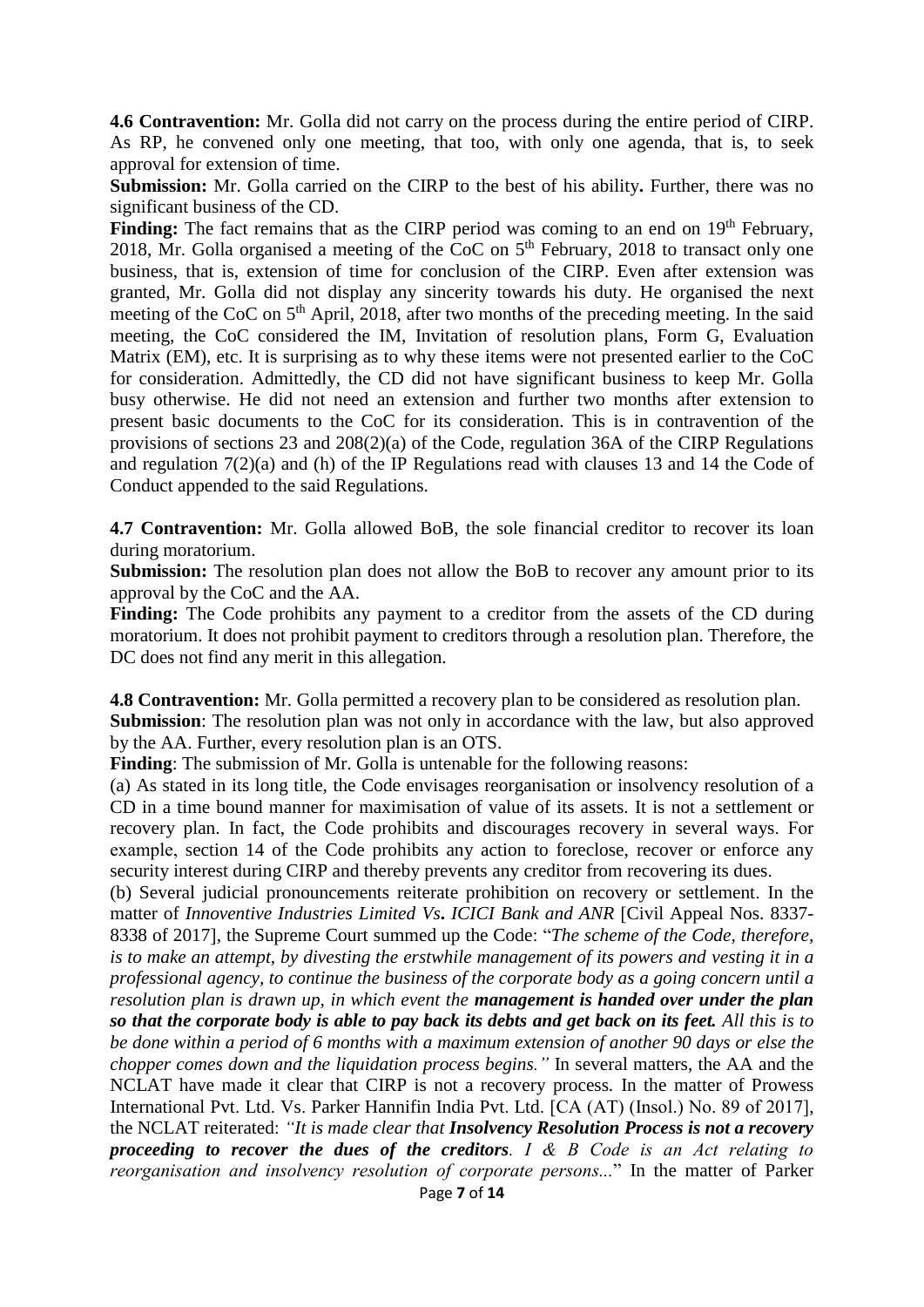**4.6 Contravention:** Mr. Golla did not carry on the process during the entire period of CIRP. As RP, he convened only one meeting, that too, with only one agenda, that is, to seek approval for extension of time.

**Submission:** Mr. Golla carried on the CIRP to the best of his ability**.** Further, there was no significant business of the CD.

**Finding:** The fact remains that as the CIRP period was coming to an end on 19th February, 2018, Mr. Golla organised a meeting of the CoC on 5th February, 2018 to transact only one business, that is, extension of time for conclusion of the CIRP. Even after extension was granted, Mr. Golla did not display any sincerity towards his duty. He organised the next meeting of the CoC on 5th April, 2018, after two months of the preceding meeting. In the said meeting, the CoC considered the IM, Invitation of resolution plans, Form G, Evaluation Matrix (EM), etc. It is surprising as to why these items were not presented earlier to the CoC for consideration. Admittedly, the CD did not have significant business to keep Mr. Golla busy otherwise. He did not need an extension and further two months after extension to present basic documents to the CoC for its consideration. This is in contravention of the provisions of sections 23 and 208(2)(a) of the Code, regulation 36A of the CIRP Regulations and regulation 7(2)(a) and (h) of the IP Regulations read with clauses 13 and 14 the Code of Conduct appended to the said Regulations.

**4.7 Contravention:** Mr. Golla allowed BoB, the sole financial creditor to recover its loan during moratorium.

**Submission:** The resolution plan does not allow the BoB to recover any amount prior to its approval by the CoC and the AA.

**Finding:** The Code prohibits any payment to a creditor from the assets of the CD during moratorium. It does not prohibit payment to creditors through a resolution plan. Therefore, the DC does not find any merit in this allegation.

**4.8 Contravention:** Mr. Golla permitted a recovery plan to be considered as resolution plan.

**Submission**: The resolution plan was not only in accordance with the law, but also approved by the AA. Further, every resolution plan is an OTS.

**Finding**: The submission of Mr. Golla is untenable for the following reasons:

(a) As stated in its long title, the Code envisages reorganisation or insolvency resolution of a CD in a time bound manner for maximisation of value of its assets. It is not a settlement or recovery plan. In fact, the Code prohibits and discourages recovery in several ways. For example, section 14 of the Code prohibits any action to foreclose, recover or enforce any security interest during CIRP and thereby prevents any creditor from recovering its dues.

(b) Several judicial pronouncements reiterate prohibition on recovery or settlement. In the matter of *Innoventive Industries Limited Vs***.** *ICICI Bank and ANR* [Civil Appeal Nos. 8337-8338 of 2017], the Supreme Court summed up the Code: "*The scheme of the Code, therefore, is to make an attempt, by divesting the erstwhile management of its powers and vesting it in a professional agency, to continue the business of the corporate body as a going concern until a resolution plan is drawn up, in which event the* ***management is handed over under the plan so that the corporate body is able to pay back its debts and get back on its feet.*** *All this is to be done within a period of 6 months with a maximum extension of another 90 days or else the chopper comes down and the liquidation process begins."* In several matters, the AA and the NCLAT have made it clear that CIRP is not a recovery process. In the matter of Prowess International Pvt. Ltd. Vs. Parker Hannifin India Pvt. Ltd. [CA (AT) (Insol.) No. 89 of 2017], the NCLAT reiterated: *"It is made clear that* ***Insolvency Resolution Process is not a recovery proceeding to recover the dues of the creditors****. I & B Code is an Act relating to reorganisation and insolvency resolution of corporate persons...*" In the matter of Parker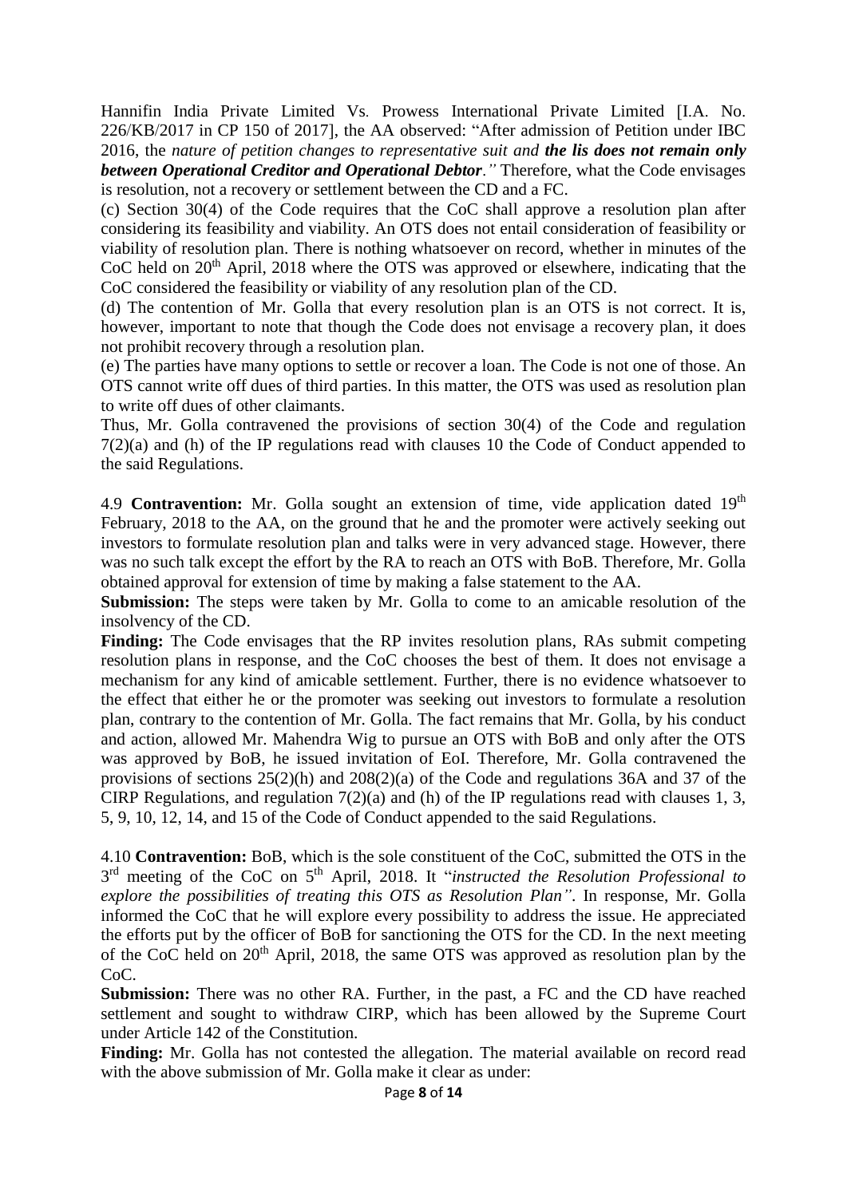Hannifin India Private Limited Vs. Prowess International Private Limited [I.A. No. 226/KB/2017 in CP 150 of 2017], the AA observed: "After admission of Petition under IBC 2016, the *nature of petition changes to representative suit and* ***the lis does not remain only between Operational Creditor and Operational Debtor****."* Therefore, what the Code envisages is resolution, not a recovery or settlement between the CD and a FC.

(c) Section 30(4) of the Code requires that the CoC shall approve a resolution plan after considering its feasibility and viability. An OTS does not entail consideration of feasibility or viability of resolution plan. There is nothing whatsoever on record, whether in minutes of the CoC held on 20th April, 2018 where the OTS was approved or elsewhere, indicating that the CoC considered the feasibility or viability of any resolution plan of the CD.

(d) The contention of Mr. Golla that every resolution plan is an OTS is not correct. It is, however, important to note that though the Code does not envisage a recovery plan, it does not prohibit recovery through a resolution plan.

(e) The parties have many options to settle or recover a loan. The Code is not one of those. An OTS cannot write off dues of third parties. In this matter, the OTS was used as resolution plan to write off dues of other claimants.

Thus, Mr. Golla contravened the provisions of section 30(4) of the Code and regulation 7(2)(a) and (h) of the IP regulations read with clauses 10 the Code of Conduct appended to the said Regulations.

4.9 **Contravention:** Mr. Golla sought an extension of time, vide application dated 19th February, 2018 to the AA, on the ground that he and the promoter were actively seeking out investors to formulate resolution plan and talks were in very advanced stage. However, there was no such talk except the effort by the RA to reach an OTS with BoB. Therefore, Mr. Golla obtained approval for extension of time by making a false statement to the AA.

**Submission:** The steps were taken by Mr. Golla to come to an amicable resolution of the insolvency of the CD.

**Finding:** The Code envisages that the RP invites resolution plans, RAs submit competing resolution plans in response, and the CoC chooses the best of them. It does not envisage a mechanism for any kind of amicable settlement. Further, there is no evidence whatsoever to the effect that either he or the promoter was seeking out investors to formulate a resolution plan, contrary to the contention of Mr. Golla. The fact remains that Mr. Golla, by his conduct and action, allowed Mr. Mahendra Wig to pursue an OTS with BoB and only after the OTS was approved by BoB, he issued invitation of EoI. Therefore, Mr. Golla contravened the provisions of sections 25(2)(h) and 208(2)(a) of the Code and regulations 36A and 37 of the CIRP Regulations, and regulation 7(2)(a) and (h) of the IP regulations read with clauses 1, 3, 5, 9, 10, 12, 14, and 15 of the Code of Conduct appended to the said Regulations.

4.10 **Contravention:** BoB, which is the sole constituent of the CoC, submitted the OTS in the 3rd meeting of the CoC on 5th April, 2018. It "*instructed the Resolution Professional to explore the possibilities of treating this OTS as Resolution Plan"*. In response, Mr. Golla informed the CoC that he will explore every possibility to address the issue. He appreciated the efforts put by the officer of BoB for sanctioning the OTS for the CD. In the next meeting of the CoC held on 20th April, 2018, the same OTS was approved as resolution plan by the CoC.

**Submission:** There was no other RA. Further, in the past, a FC and the CD have reached settlement and sought to withdraw CIRP, which has been allowed by the Supreme Court under Article 142 of the Constitution.

**Finding:** Mr. Golla has not contested the allegation. The material available on record read with the above submission of Mr. Golla make it clear as under: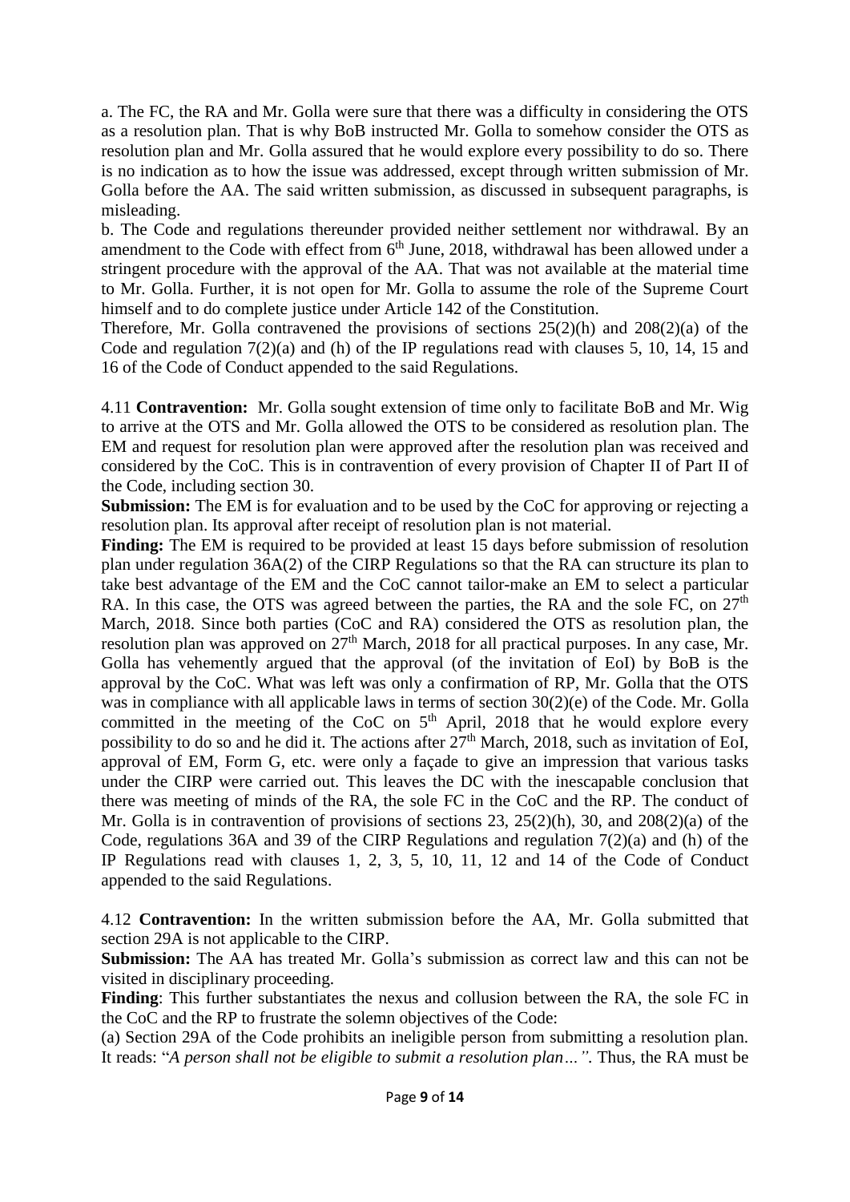a. The FC, the RA and Mr. Golla were sure that there was a difficulty in considering the OTS as a resolution plan. That is why BoB instructed Mr. Golla to somehow consider the OTS as resolution plan and Mr. Golla assured that he would explore every possibility to do so. There is no indication as to how the issue was addressed, except through written submission of Mr. Golla before the AA. The said written submission, as discussed in subsequent paragraphs, is misleading.

b. The Code and regulations thereunder provided neither settlement nor withdrawal. By an amendment to the Code with effect from 6th June, 2018, withdrawal has been allowed under a stringent procedure with the approval of the AA. That was not available at the material time to Mr. Golla. Further, it is not open for Mr. Golla to assume the role of the Supreme Court himself and to do complete justice under Article 142 of the Constitution.

Therefore, Mr. Golla contravened the provisions of sections 25(2)(h) and 208(2)(a) of the Code and regulation 7(2)(a) and (h) of the IP regulations read with clauses 5, 10, 14, 15 and 16 of the Code of Conduct appended to the said Regulations.

4.11 **Contravention:** Mr. Golla sought extension of time only to facilitate BoB and Mr. Wig to arrive at the OTS and Mr. Golla allowed the OTS to be considered as resolution plan. The EM and request for resolution plan were approved after the resolution plan was received and considered by the CoC. This is in contravention of every provision of Chapter II of Part II of the Code, including section 30.

**Submission:** The EM is for evaluation and to be used by the CoC for approving or rejecting a resolution plan. Its approval after receipt of resolution plan is not material.

**Finding:** The EM is required to be provided at least 15 days before submission of resolution plan under regulation 36A(2) of the CIRP Regulations so that the RA can structure its plan to take best advantage of the EM and the CoC cannot tailor-make an EM to select a particular RA. In this case, the OTS was agreed between the parties, the RA and the sole FC, on 27th March, 2018. Since both parties (CoC and RA) considered the OTS as resolution plan, the resolution plan was approved on 27th March, 2018 for all practical purposes. In any case, Mr. Golla has vehemently argued that the approval (of the invitation of EoI) by BoB is the approval by the CoC. What was left was only a confirmation of RP, Mr. Golla that the OTS was in compliance with all applicable laws in terms of section 30(2)(e) of the Code. Mr. Golla committed in the meeting of the CoC on 5th April, 2018 that he would explore every possibility to do so and he did it. The actions after 27th March, 2018, such as invitation of EoI, approval of EM, Form G, etc. were only a façade to give an impression that various tasks under the CIRP were carried out. This leaves the DC with the inescapable conclusion that there was meeting of minds of the RA, the sole FC in the CoC and the RP. The conduct of Mr. Golla is in contravention of provisions of sections 23, 25(2)(h), 30, and 208(2)(a) of the Code, regulations 36A and 39 of the CIRP Regulations and regulation 7(2)(a) and (h) of the IP Regulations read with clauses 1, 2, 3, 5, 10, 11, 12 and 14 of the Code of Conduct appended to the said Regulations.

4.12 **Contravention:** In the written submission before the AA, Mr. Golla submitted that section 29A is not applicable to the CIRP.

**Submission:** The AA has treated Mr. Golla's submission as correct law and this can not be visited in disciplinary proceeding.

**Finding**: This further substantiates the nexus and collusion between the RA, the sole FC in the CoC and the RP to frustrate the solemn objectives of the Code:

(a) Section 29A of the Code prohibits an ineligible person from submitting a resolution plan. It reads: "*A person shall not be eligible to submit a resolution plan…*". Thus, the RA must be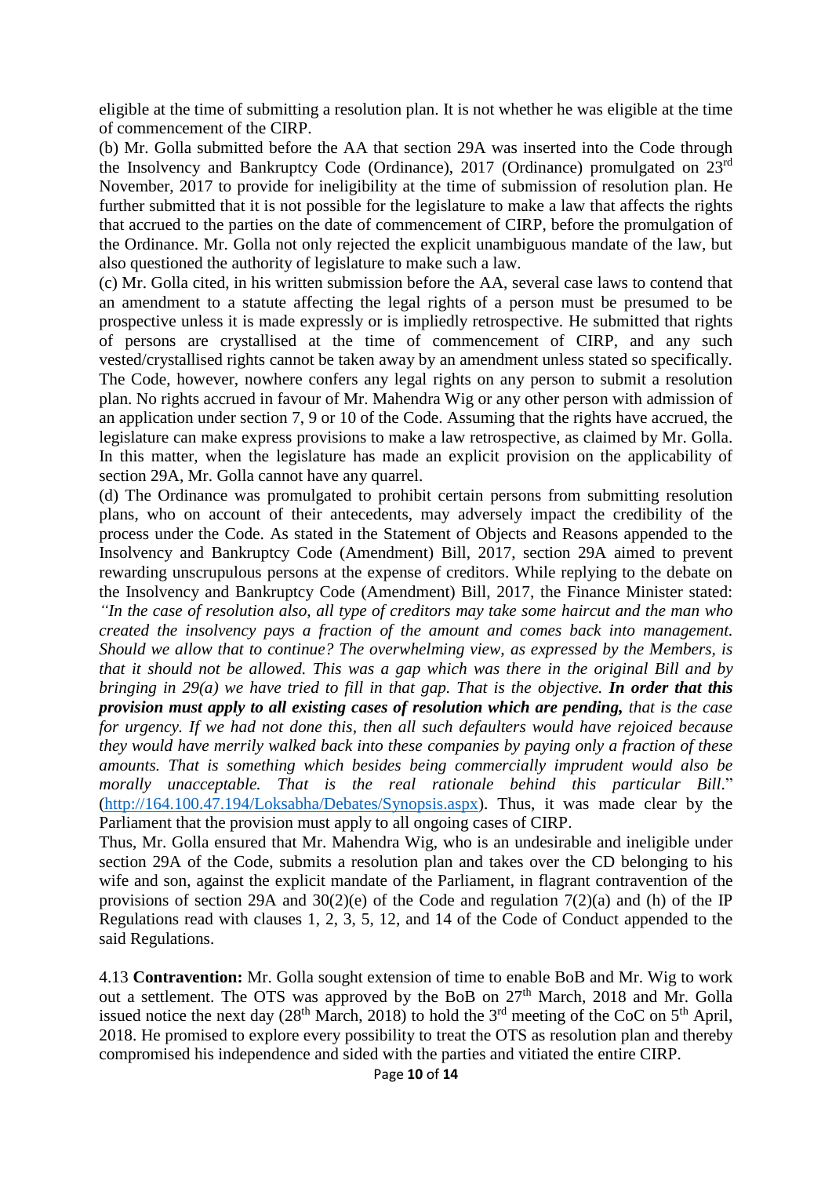eligible at the time of submitting a resolution plan. It is not whether he was eligible at the time of commencement of the CIRP.

(b) Mr. Golla submitted before the AA that section 29A was inserted into the Code through the Insolvency and Bankruptcy Code (Ordinance), 2017 (Ordinance) promulgated on 23rd November, 2017 to provide for ineligibility at the time of submission of resolution plan. He further submitted that it is not possible for the legislature to make a law that affects the rights that accrued to the parties on the date of commencement of CIRP, before the promulgation of the Ordinance. Mr. Golla not only rejected the explicit unambiguous mandate of the law, but also questioned the authority of legislature to make such a law.

(c) Mr. Golla cited, in his written submission before the AA, several case laws to contend that an amendment to a statute affecting the legal rights of a person must be presumed to be prospective unless it is made expressly or is impliedly retrospective. He submitted that rights of persons are crystallised at the time of commencement of CIRP, and any such vested/crystallised rights cannot be taken away by an amendment unless stated so specifically. The Code, however, nowhere confers any legal rights on any person to submit a resolution plan. No rights accrued in favour of Mr. Mahendra Wig or any other person with admission of an application under section 7, 9 or 10 of the Code. Assuming that the rights have accrued, the legislature can make express provisions to make a law retrospective, as claimed by Mr. Golla. In this matter, when the legislature has made an explicit provision on the applicability of section 29A, Mr. Golla cannot have any quarrel.

(d) The Ordinance was promulgated to prohibit certain persons from submitting resolution plans, who on account of their antecedents, may adversely impact the credibility of the process under the Code. As stated in the Statement of Objects and Reasons appended to the Insolvency and Bankruptcy Code (Amendment) Bill, 2017, section 29A aimed to prevent rewarding unscrupulous persons at the expense of creditors. While replying to the debate on the Insolvency and Bankruptcy Code (Amendment) Bill, 2017, the Finance Minister stated: *"In the case of resolution also, all type of creditors may take some haircut and the man who created the insolvency pays a fraction of the amount and comes back into management. Should we allow that to continue? The overwhelming view, as expressed by the Members, is that it should not be allowed. This was a gap which was there in the original Bill and by bringing in 29(a) we have tried to fill in that gap. That is the objective.* ***In order that this provision must apply to all existing cases of resolution which are pending,*** *that is the case for urgency. If we had not done this, then all such defaulters would have rejoiced because they would have merrily walked back into these companies by paying only a fraction of these amounts. That is something which besides being commercially imprudent would also be morally unacceptable. That is the real rationale behind this particular Bill*." (http://164.100.47.194/Loksabha/Debates/Synopsis.aspx). Thus, it was made clear by the Parliament that the provision must apply to all ongoing cases of CIRP.

Thus, Mr. Golla ensured that Mr. Mahendra Wig, who is an undesirable and ineligible under section 29A of the Code, submits a resolution plan and takes over the CD belonging to his wife and son, against the explicit mandate of the Parliament, in flagrant contravention of the provisions of section 29A and 30(2)(e) of the Code and regulation 7(2)(a) and (h) of the IP Regulations read with clauses 1, 2, 3, 5, 12, and 14 of the Code of Conduct appended to the said Regulations.

4.13 **Contravention:** Mr. Golla sought extension of time to enable BoB and Mr. Wig to work out a settlement. The OTS was approved by the BoB on 27th March, 2018 and Mr. Golla issued notice the next day (28th March, 2018) to hold the 3rd meeting of the CoC on 5th April, 2018. He promised to explore every possibility to treat the OTS as resolution plan and thereby compromised his independence and sided with the parties and vitiated the entire CIRP.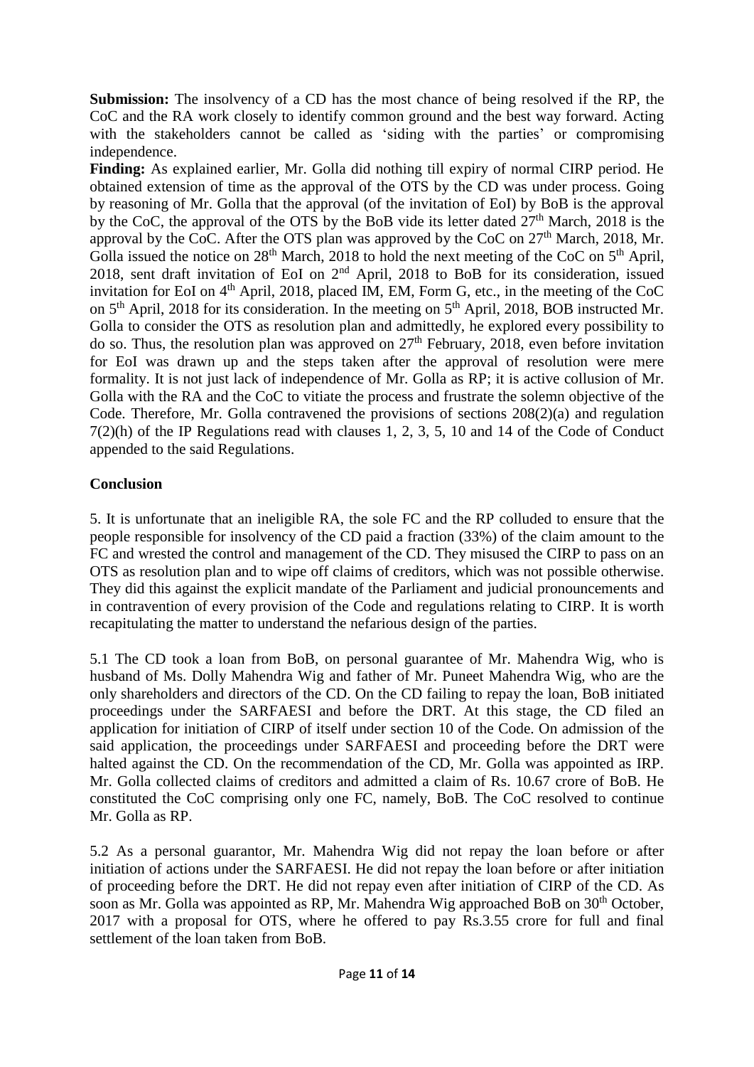**Submission:** The insolvency of a CD has the most chance of being resolved if the RP, the CoC and the RA work closely to identify common ground and the best way forward. Acting with the stakeholders cannot be called as 'siding with the parties' or compromising independence.

**Finding:** As explained earlier, Mr. Golla did nothing till expiry of normal CIRP period. He obtained extension of time as the approval of the OTS by the CD was under process. Going by reasoning of Mr. Golla that the approval (of the invitation of EoI) by BoB is the approval by the CoC, the approval of the OTS by the BoB vide its letter dated 27th March, 2018 is the approval by the CoC. After the OTS plan was approved by the CoC on 27th March, 2018, Mr. Golla issued the notice on 28th March, 2018 to hold the next meeting of the CoC on 5th April, 2018, sent draft invitation of EoI on 2nd April, 2018 to BoB for its consideration, issued invitation for EoI on 4th April, 2018, placed IM, EM, Form G, etc., in the meeting of the CoC on 5th April, 2018 for its consideration. In the meeting on 5th April, 2018, BOB instructed Mr. Golla to consider the OTS as resolution plan and admittedly, he explored every possibility to do so. Thus, the resolution plan was approved on 27th February, 2018, even before invitation for EoI was drawn up and the steps taken after the approval of resolution were mere formality. It is not just lack of independence of Mr. Golla as RP; it is active collusion of Mr. Golla with the RA and the CoC to vitiate the process and frustrate the solemn objective of the Code. Therefore, Mr. Golla contravened the provisions of sections 208(2)(a) and regulation 7(2)(h) of the IP Regulations read with clauses 1, 2, 3, 5, 10 and 14 of the Code of Conduct appended to the said Regulations.

## Conclusion

5. It is unfortunate that an ineligible RA, the sole FC and the RP colluded to ensure that the people responsible for insolvency of the CD paid a fraction (33%) of the claim amount to the FC and wrested the control and management of the CD. They misused the CIRP to pass on an OTS as resolution plan and to wipe off claims of creditors, which was not possible otherwise. They did this against the explicit mandate of the Parliament and judicial pronouncements and in contravention of every provision of the Code and regulations relating to CIRP. It is worth recapitulating the matter to understand the nefarious design of the parties.

5.1 The CD took a loan from BoB, on personal guarantee of Mr. Mahendra Wig, who is husband of Ms. Dolly Mahendra Wig and father of Mr. Puneet Mahendra Wig, who are the only shareholders and directors of the CD. On the CD failing to repay the loan, BoB initiated proceedings under the SARFAESI and before the DRT. At this stage, the CD filed an application for initiation of CIRP of itself under section 10 of the Code. On admission of the said application, the proceedings under SARFAESI and proceeding before the DRT were halted against the CD. On the recommendation of the CD, Mr. Golla was appointed as IRP. Mr. Golla collected claims of creditors and admitted a claim of Rs. 10.67 crore of BoB. He constituted the CoC comprising only one FC, namely, BoB. The CoC resolved to continue Mr. Golla as RP.

5.2 As a personal guarantor, Mr. Mahendra Wig did not repay the loan before or after initiation of actions under the SARFAESI. He did not repay the loan before or after initiation of proceeding before the DRT. He did not repay even after initiation of CIRP of the CD. As soon as Mr. Golla was appointed as RP, Mr. Mahendra Wig approached BoB on 30th October, 2017 with a proposal for OTS, where he offered to pay Rs.3.55 crore for full and final settlement of the loan taken from BoB.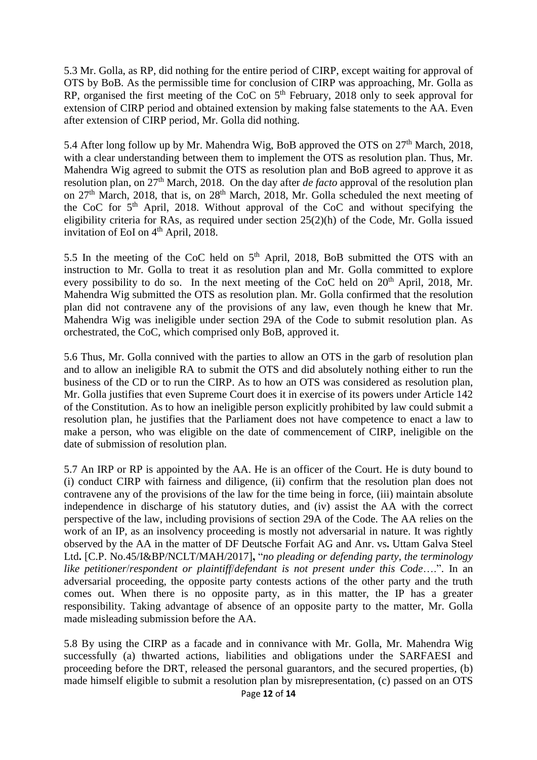5.3 Mr. Golla, as RP, did nothing for the entire period of CIRP, except waiting for approval of OTS by BoB. As the permissible time for conclusion of CIRP was approaching, Mr. Golla as RP, organised the first meeting of the CoC on 5th February, 2018 only to seek approval for extension of CIRP period and obtained extension by making false statements to the AA. Even after extension of CIRP period, Mr. Golla did nothing.

5.4 After long follow up by Mr. Mahendra Wig, BoB approved the OTS on 27th March, 2018, with a clear understanding between them to implement the OTS as resolution plan. Thus, Mr. Mahendra Wig agreed to submit the OTS as resolution plan and BoB agreed to approve it as resolution plan, on 27th March, 2018. On the day after *de facto* approval of the resolution plan on 27th March, 2018, that is, on 28th March, 2018, Mr. Golla scheduled the next meeting of the CoC for 5th April, 2018. Without approval of the CoC and without specifying the eligibility criteria for RAs, as required under section 25(2)(h) of the Code, Mr. Golla issued invitation of EoI on 4th April, 2018.

5.5 In the meeting of the CoC held on 5th April, 2018, BoB submitted the OTS with an instruction to Mr. Golla to treat it as resolution plan and Mr. Golla committed to explore every possibility to do so. In the next meeting of the CoC held on 20th April, 2018, Mr. Mahendra Wig submitted the OTS as resolution plan. Mr. Golla confirmed that the resolution plan did not contravene any of the provisions of any law, even though he knew that Mr. Mahendra Wig was ineligible under section 29A of the Code to submit resolution plan. As orchestrated, the CoC, which comprised only BoB, approved it.

5.6 Thus, Mr. Golla connived with the parties to allow an OTS in the garb of resolution plan and to allow an ineligible RA to submit the OTS and did absolutely nothing either to run the business of the CD or to run the CIRP. As to how an OTS was considered as resolution plan, Mr. Golla justifies that even Supreme Court does it in exercise of its powers under Article 142 of the Constitution. As to how an ineligible person explicitly prohibited by law could submit a resolution plan, he justifies that the Parliament does not have competence to enact a law to make a person, who was eligible on the date of commencement of CIRP, ineligible on the date of submission of resolution plan.

5.7 An IRP or RP is appointed by the AA. He is an officer of the Court. He is duty bound to (i) conduct CIRP with fairness and diligence, (ii) confirm that the resolution plan does not contravene any of the provisions of the law for the time being in force, (iii) maintain absolute independence in discharge of his statutory duties, and (iv) assist the AA with the correct perspective of the law, including provisions of section 29A of the Code. The AA relies on the work of an IP, as an insolvency proceeding is mostly not adversarial in nature. It was rightly observed by the AA in the matter of DF Deutsche Forfait AG and Anr. vs**.** Uttam Galva Steel Ltd**.** [C.P. No.45/I&BP/NCLT/MAH/2017]**,** "*no pleading or defending party, the terminology like petitioner*/*respondent or plaintiff*/*defendant is not present under this Code*….". In an adversarial proceeding, the opposite party contests actions of the other party and the truth comes out. When there is no opposite party, as in this matter, the IP has a greater responsibility. Taking advantage of absence of an opposite party to the matter, Mr. Golla made misleading submission before the AA.

5.8 By using the CIRP as a facade and in connivance with Mr. Golla, Mr. Mahendra Wig successfully (a) thwarted actions, liabilities and obligations under the SARFAESI and proceeding before the DRT, released the personal guarantors, and the secured properties, (b) made himself eligible to submit a resolution plan by misrepresentation, (c) passed on an OTS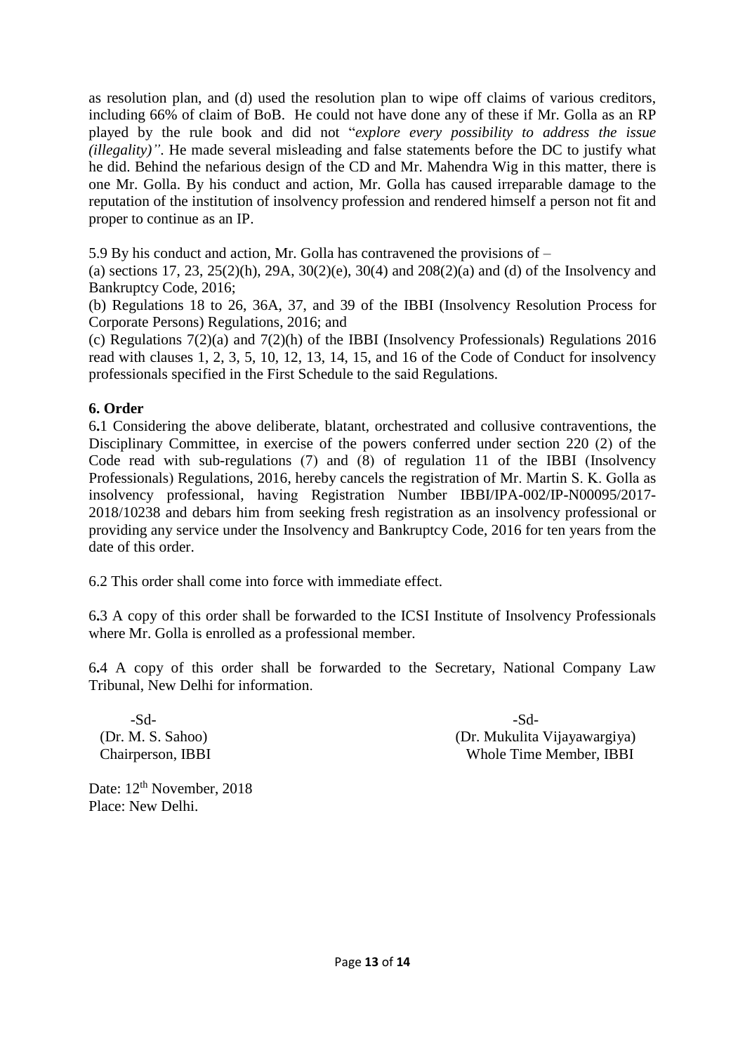as resolution plan, and (d) used the resolution plan to wipe off claims of various creditors, including 66% of claim of BoB. He could not have done any of these if Mr. Golla as an RP played by the rule book and did not "*explore every possibility to address the issue (illegality)*". He made several misleading and false statements before the DC to justify what he did. Behind the nefarious design of the CD and Mr. Mahendra Wig in this matter, there is one Mr. Golla. By his conduct and action, Mr. Golla has caused irreparable damage to the reputation of the institution of insolvency profession and rendered himself a person not fit and proper to continue as an IP.

5.9 By his conduct and action, Mr. Golla has contravened the provisions of –

(a) sections 17, 23, 25(2)(h), 29A, 30(2)(e), 30(4) and 208(2)(a) and (d) of the Insolvency and Bankruptcy Code, 2016;

(b) Regulations 18 to 26, 36A, 37, and 39 of the IBBI (Insolvency Resolution Process for Corporate Persons) Regulations, 2016; and

(c) Regulations 7(2)(a) and 7(2)(h) of the IBBI (Insolvency Professionals) Regulations 2016 read with clauses 1, 2, 3, 5, 10, 12, 13, 14, 15, and 16 of the Code of Conduct for insolvency professionals specified in the First Schedule to the said Regulations.

## 6. Order

6.1 Considering the above deliberate, blatant, orchestrated and collusive contraventions, the Disciplinary Committee, in exercise of the powers conferred under section 220 (2) of the Code read with sub-regulations (7) and (8) of regulation 11 of the IBBI (Insolvency Professionals) Regulations, 2016, hereby cancels the registration of Mr. Martin S. K. Golla as insolvency professional, having Registration Number IBBI/IPA-002/IP-N00095/2017-2018/10238 and debars him from seeking fresh registration as an insolvency professional or providing any service under the Insolvency and Bankruptcy Code, 2016 for ten years from the date of this order.

6.2 This order shall come into force with immediate effect.

6.3 A copy of this order shall be forwarded to the ICSI Institute of Insolvency Professionals where Mr. Golla is enrolled as a professional member.

6.4 A copy of this order shall be forwarded to the Secretary, National Company Law Tribunal, New Delhi for information.

-Sd-
(Dr. M. S. Sahoo)
Chairperson, IBBI

-Sd-
(Dr. Mukulita Vijayawargiya)
Whole Time Member, IBBI

Date: 12th November, 2018
Place: New Delhi.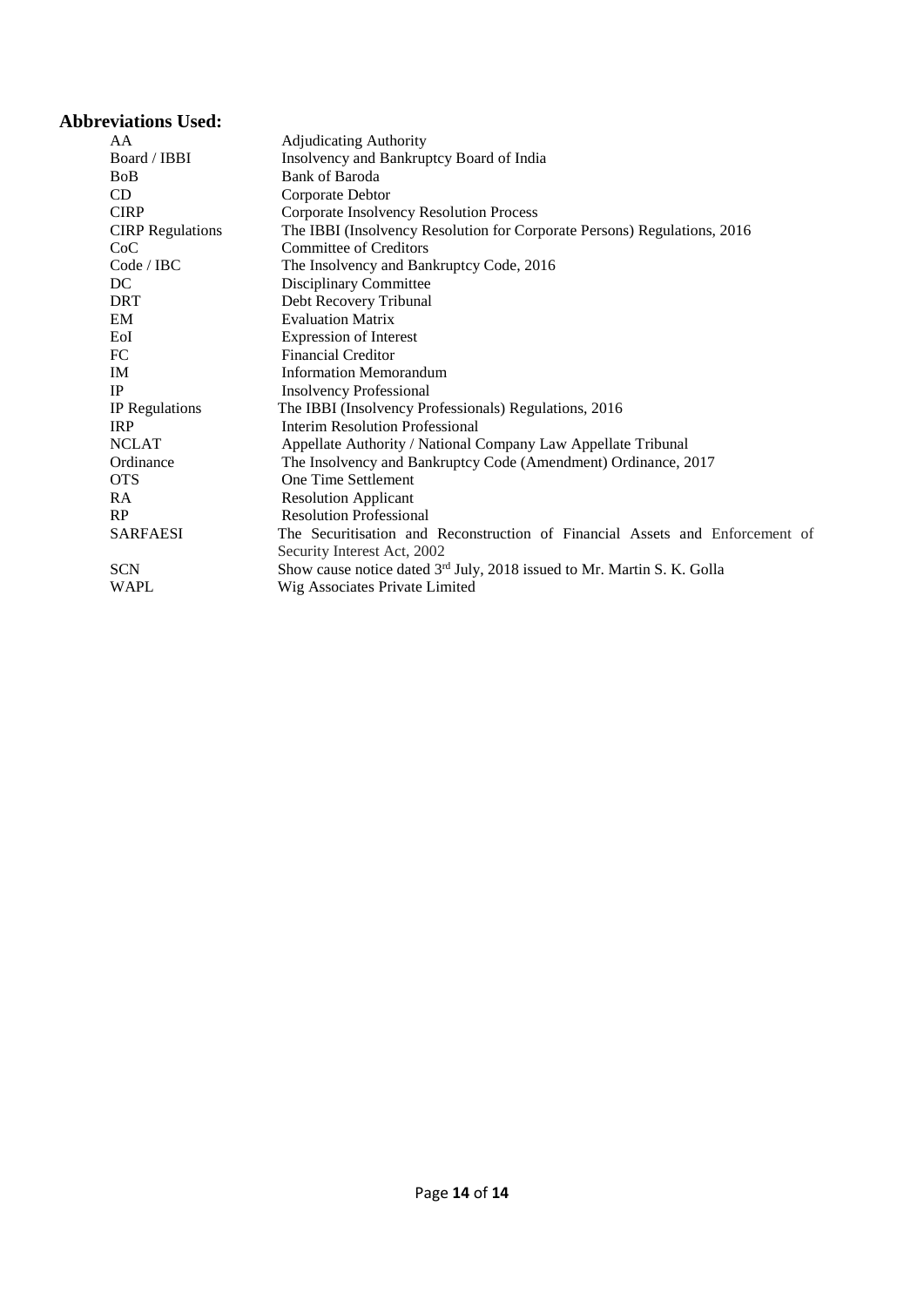## Abbreviations Used:

| | |
|---|---|
| AA | Adjudicating Authority |
| Board / IBBI | Insolvency and Bankruptcy Board of India |
| BoB | Bank of Baroda |
| CD | Corporate Debtor |
| CIRP | Corporate Insolvency Resolution Process |
| CIRP Regulations | The IBBI (Insolvency Resolution for Corporate Persons) Regulations, 2016 |
| CoC | Committee of Creditors |
| Code / IBC | The Insolvency and Bankruptcy Code, 2016 |
| DC | Disciplinary Committee |
| DRT | Debt Recovery Tribunal |
| EM | Evaluation Matrix |
| EoI | Expression of Interest |
| FC | Financial Creditor |
| IM | Information Memorandum |
| IP | Insolvency Professional |
| IP Regulations | The IBBI (Insolvency Professionals) Regulations, 2016 |
| IRP | Interim Resolution Professional |
| NCLAT | Appellate Authority / National Company Law Appellate Tribunal |
| Ordinance | The Insolvency and Bankruptcy Code (Amendment) Ordinance, 2017 |
| OTS | One Time Settlement |
| RA | Resolution Applicant |
| RP | Resolution Professional |
| SARFAESI | The Securitisation and Reconstruction of Financial Assets and Enforcement of Security Interest Act, 2002 |
| SCN | Show cause notice dated 3rd July, 2018 issued to Mr. Martin S. K. Golla |
| WAPL | Wig Associates Private Limited |